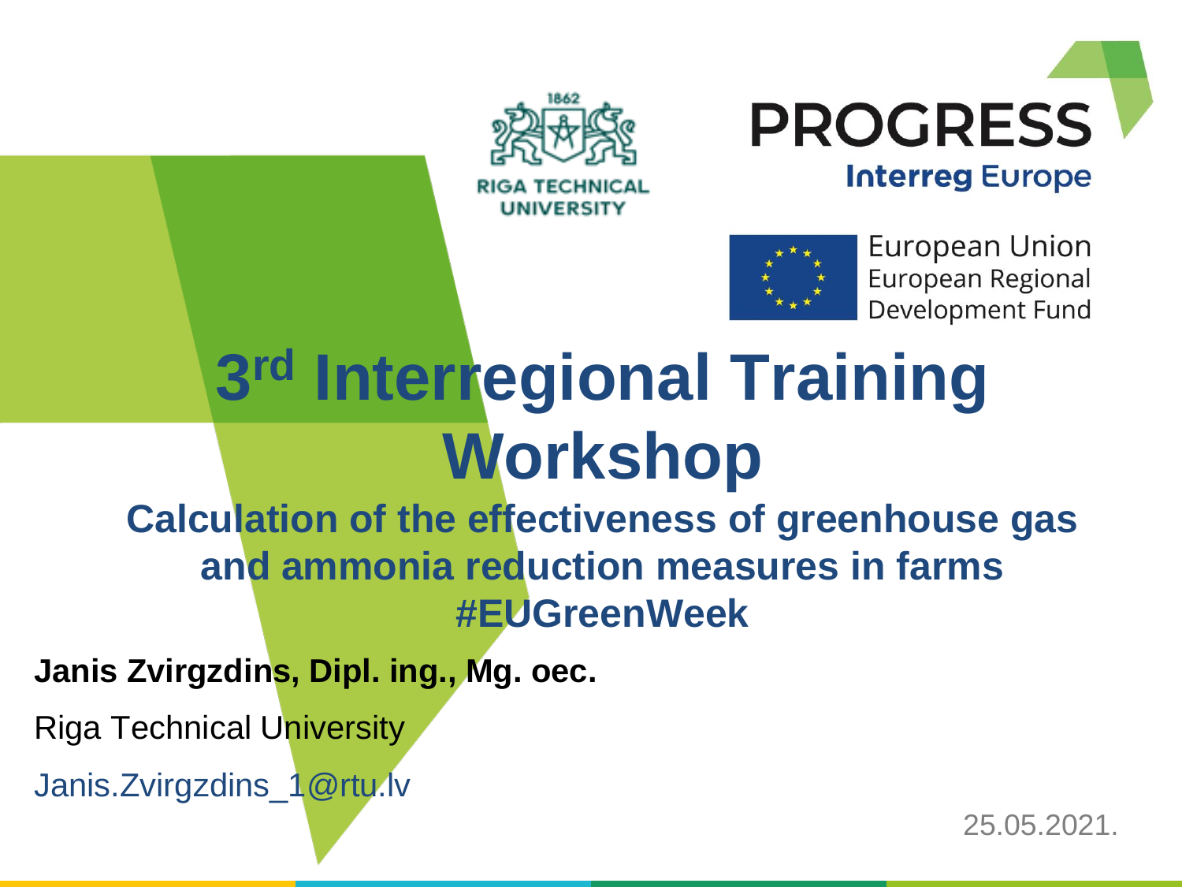RIGA TECHNICAL UNIVERSITY

PROGRESS

Interreg Europe

European Union
European Regional
Development Fund

# 3rd Interregional Training Workshop

## Calculation of the effectiveness of greenhouse gas and ammonia reduction measures in farms

## #EUGreenWeek

**Janis Zvirgzdins, Dipl. ing., Mg. oec.**

Riga Technical University

Janis.Zvirgzdins_1@rtu.lv

25.05.2021.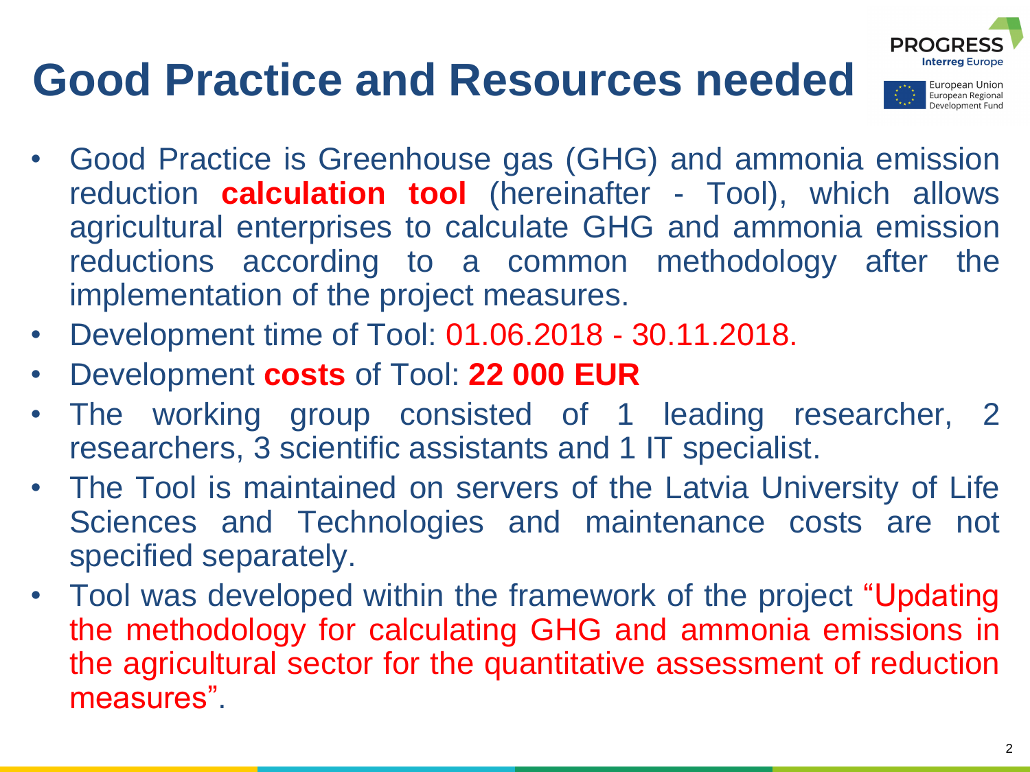# Good Practice and Resources needed

- Good Practice is Greenhouse gas (GHG) and ammonia emission reduction **calculation tool** (hereinafter - Tool), which allows agricultural enterprises to calculate GHG and ammonia emission reductions according to a common methodology after the implementation of the project measures.
- Development time of Tool: 01.06.2018 - 30.11.2018.
- Development **costs** of Tool: **22 000 EUR**
- The working group consisted of 1 leading researcher, 2 researchers, 3 scientific assistants and 1 IT specialist.
- The Tool is maintained on servers of the Latvia University of Life Sciences and Technologies and maintenance costs are not specified separately.
- Tool was developed within the framework of the project "Updating the methodology for calculating GHG and ammonia emissions in the agricultural sector for the quantitative assessment of reduction measures".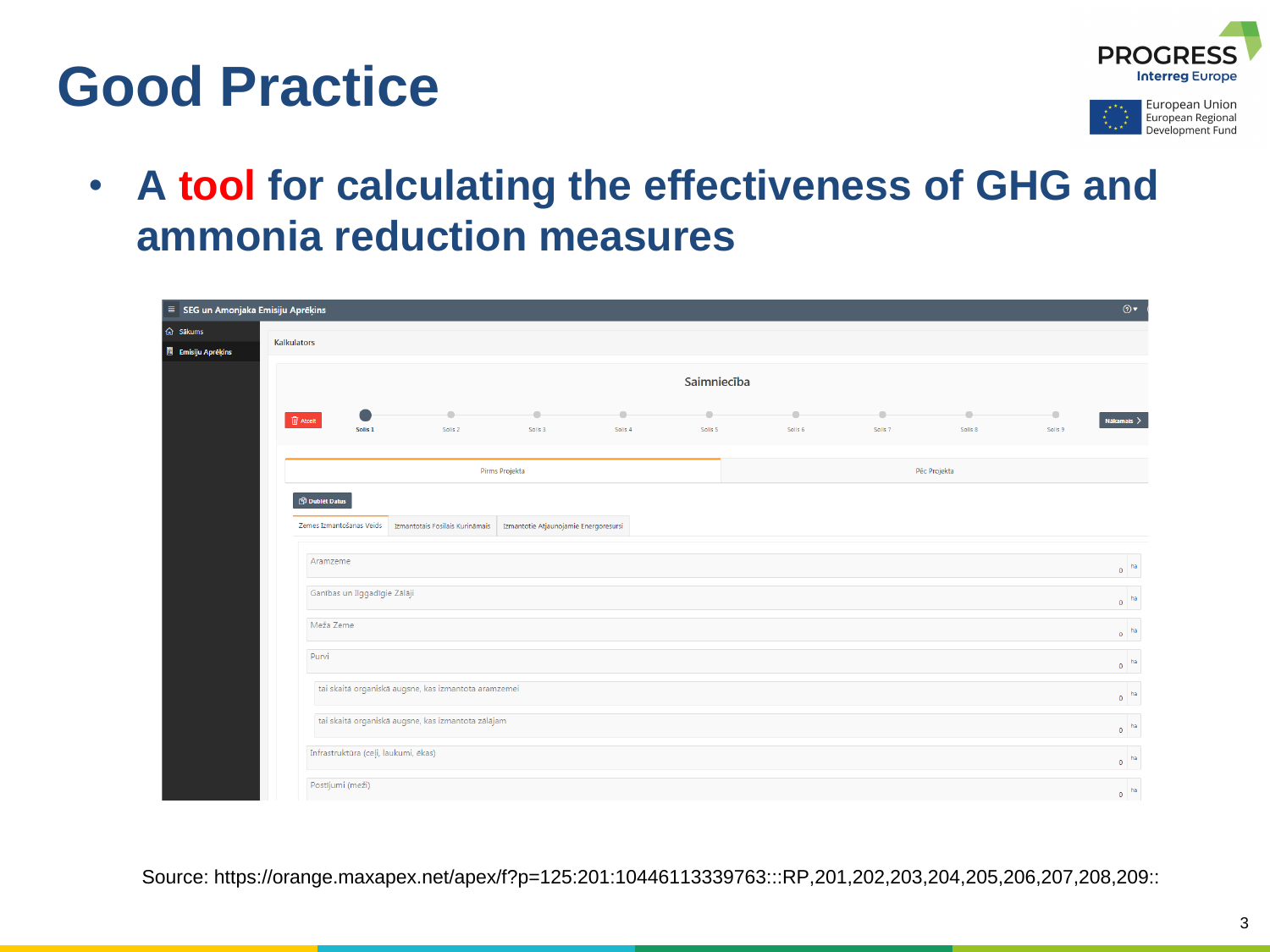# Good Practice

PROGRESS
Interreg Europe

European Union
European Regional
Development Fund

- **A tool for calculating the effectiveness of GHG and ammonia reduction measures**

SEG un Amonjaka Emisiju Aprēķins

Sākums

Emisiju Aprēķins

Kalkulators

Saimniecība

Atcelt

Solis 1 Solis 2 Solis 3 Solis 4 Solis 5 Solis 6 Solis 7 Solis 8 Solis 9

Nākamais

Pirms Projekta | Pēc Projekta

Dublēt Datus

Zemes Izmantošanas Veids | Izmantotais Fosilais Kurināmais | Izmantotie Atjaunojamie Energoresursi

| | | |
|---|---|---|
| Aramzeme | 0 | ha |
| Ganības un Ilggadīgie Zālāji | 0 | ha |
| Meža Zeme | 0 | ha |
| Purvi | 0 | ha |
| tai skaitā organiskā augsne, kas izmantota aramzemei | 0 | ha |
| tai skaitā organiskā augsne, kas izmantota zālājam | 0 | ha |
| Infrastruktūra (ceļi, laukumi, ēkas) | 0 | ha |
| Postījumi (meži) | 0 | ha |

Source: https://orange.maxapex.net/apex/f?p=125:201:10446113339763:::RP,201,202,203,204,205,206,207,208,209::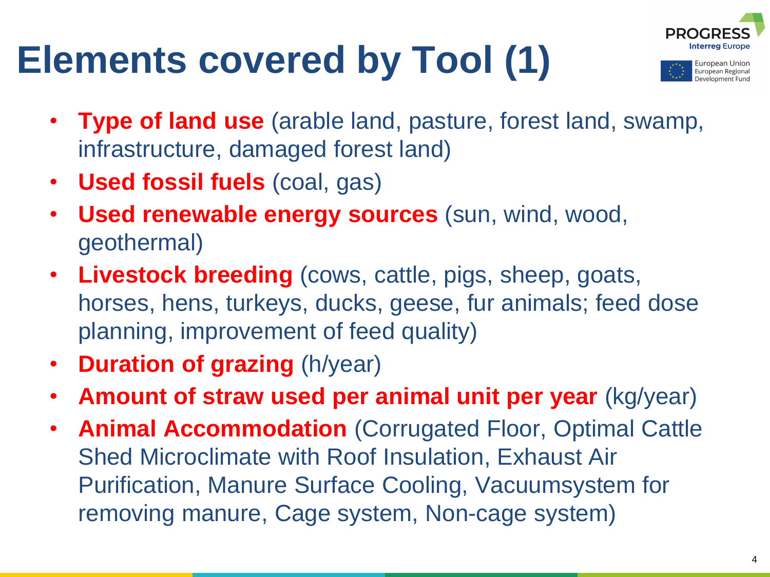# Elements covered by Tool (1)

- **Type of land use** (arable land, pasture, forest land, swamp, infrastructure, damaged forest land)
- **Used fossil fuels** (coal, gas)
- **Used renewable energy sources** (sun, wind, wood, geothermal)
- **Livestock breeding** (cows, cattle, pigs, sheep, goats, horses, hens, turkeys, ducks, geese, fur animals; feed dose planning, improvement of feed quality)
- **Duration of grazing** (h/year)
- **Amount of straw used per animal unit per year** (kg/year)
- **Animal Accommodation** (Corrugated Floor, Optimal Cattle Shed Microclimate with Roof Insulation, Exhaust Air Purification, Manure Surface Cooling, Vacuumsystem for removing manure, Cage system, Non-cage system)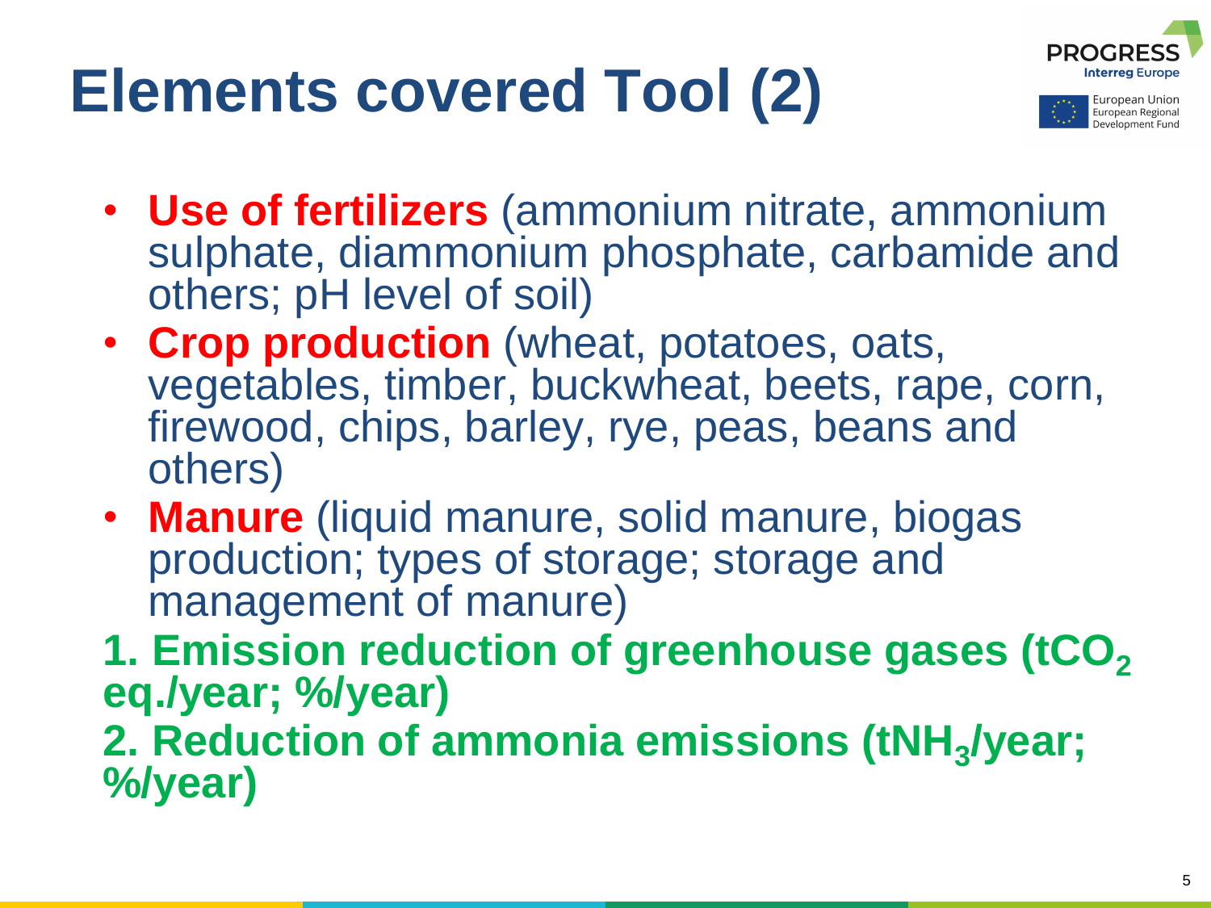# Elements covered Tool (2)

- **Use of fertilizers** (ammonium nitrate, ammonium sulphate, diammonium phosphate, carbamide and others; pH level of soil)
- **Crop production** (wheat, potatoes, oats, vegetables, timber, buckwheat, beets, rape, corn, firewood, chips, barley, rye, peas, beans and others)
- **Manure** (liquid manure, solid manure, biogas production; types of storage; storage and management of manure)

**1. Emission reduction of greenhouse gases (t$CO_2$ eq./year; %/year)**

**2. Reduction of ammonia emissions (t$NH_3$/year; %/year)**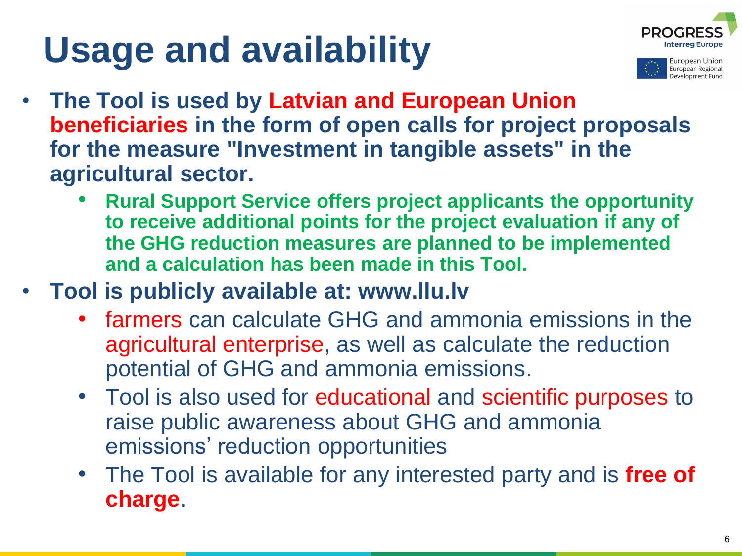# Usage and availability

- **The Tool is used by Latvian and European Union beneficiaries in the form of open calls for project proposals for the measure "Investment in tangible assets" in the agricultural sector.**
  - **Rural Support Service offers project applicants the opportunity to receive additional points for the project evaluation if any of the GHG reduction measures are planned to be implemented and a calculation has been made in this Tool.**
- **Tool is publicly available at: www.llu.lv**
  - farmers can calculate GHG and ammonia emissions in the agricultural enterprise, as well as calculate the reduction potential of GHG and ammonia emissions.
  - Tool is also used for educational and scientific purposes to raise public awareness about GHG and ammonia emissions' reduction opportunities
  - The Tool is available for any interested party and is **free of charge**.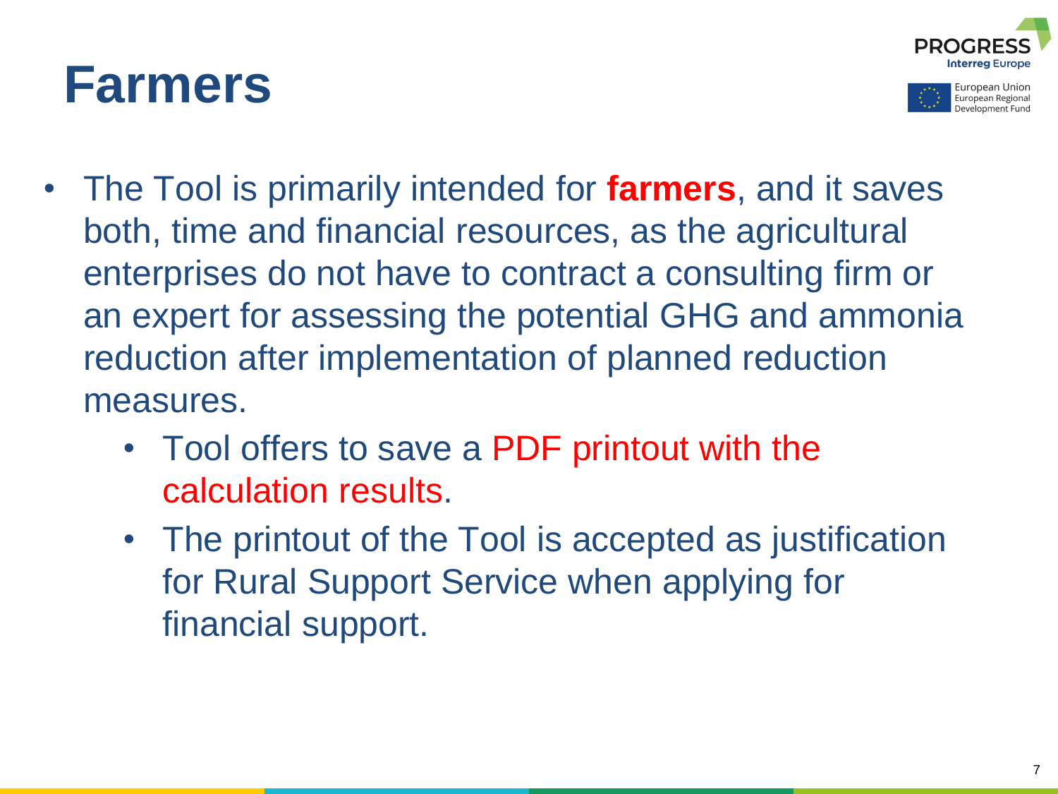# Farmers

- The Tool is primarily intended for **farmers**, and it saves both, time and financial resources, as the agricultural enterprises do not have to contract a consulting firm or an expert for assessing the potential GHG and ammonia reduction after implementation of planned reduction measures.
  - Tool offers to save a PDF printout with the calculation results.
  - The printout of the Tool is accepted as justification for Rural Support Service when applying for financial support.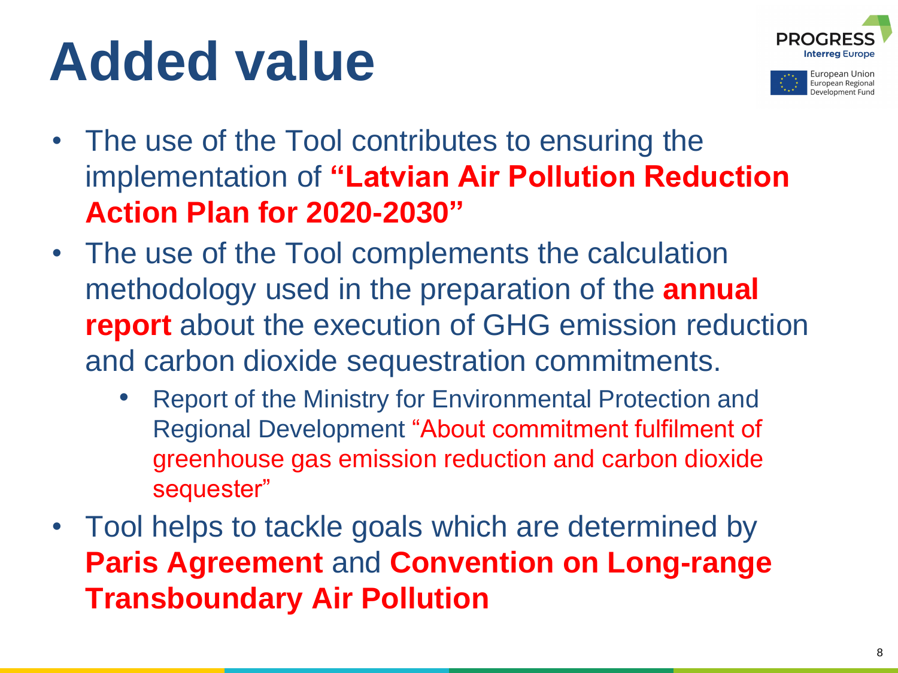# Added value

- The use of the Tool contributes to ensuring the implementation of **"Latvian Air Pollution Reduction Action Plan for 2020-2030"**
- The use of the Tool complements the calculation methodology used in the preparation of the **annual report** about the execution of GHG emission reduction and carbon dioxide sequestration commitments.
  - Report of the Ministry for Environmental Protection and Regional Development "About commitment fulfilment of greenhouse gas emission reduction and carbon dioxide sequester"
- Tool helps to tackle goals which are determined by **Paris Agreement** and **Convention on Long-range Transboundary Air Pollution**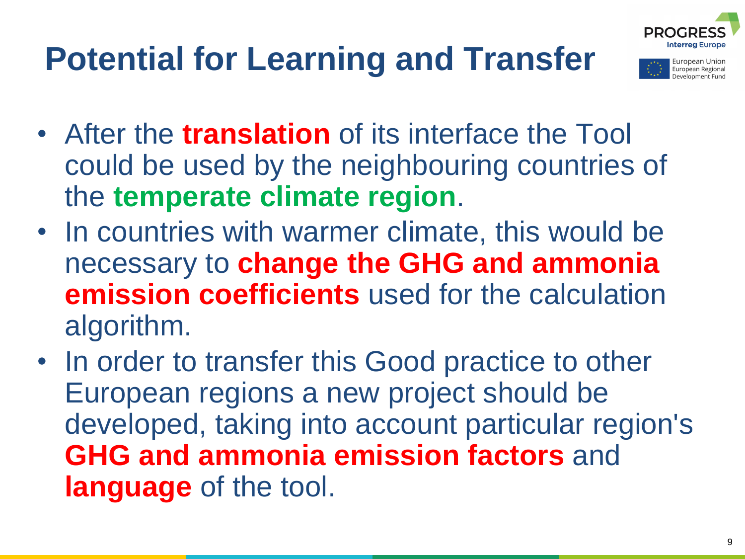# Potential for Learning and Transfer

- After the **translation** of its interface the Tool could be used by the neighbouring countries of the **temperate climate region**.
- In countries with warmer climate, this would be necessary to **change the GHG and ammonia emission coefficients** used for the calculation algorithm.
- In order to transfer this Good practice to other European regions a new project should be developed, taking into account particular region's **GHG and ammonia emission factors** and **language** of the tool.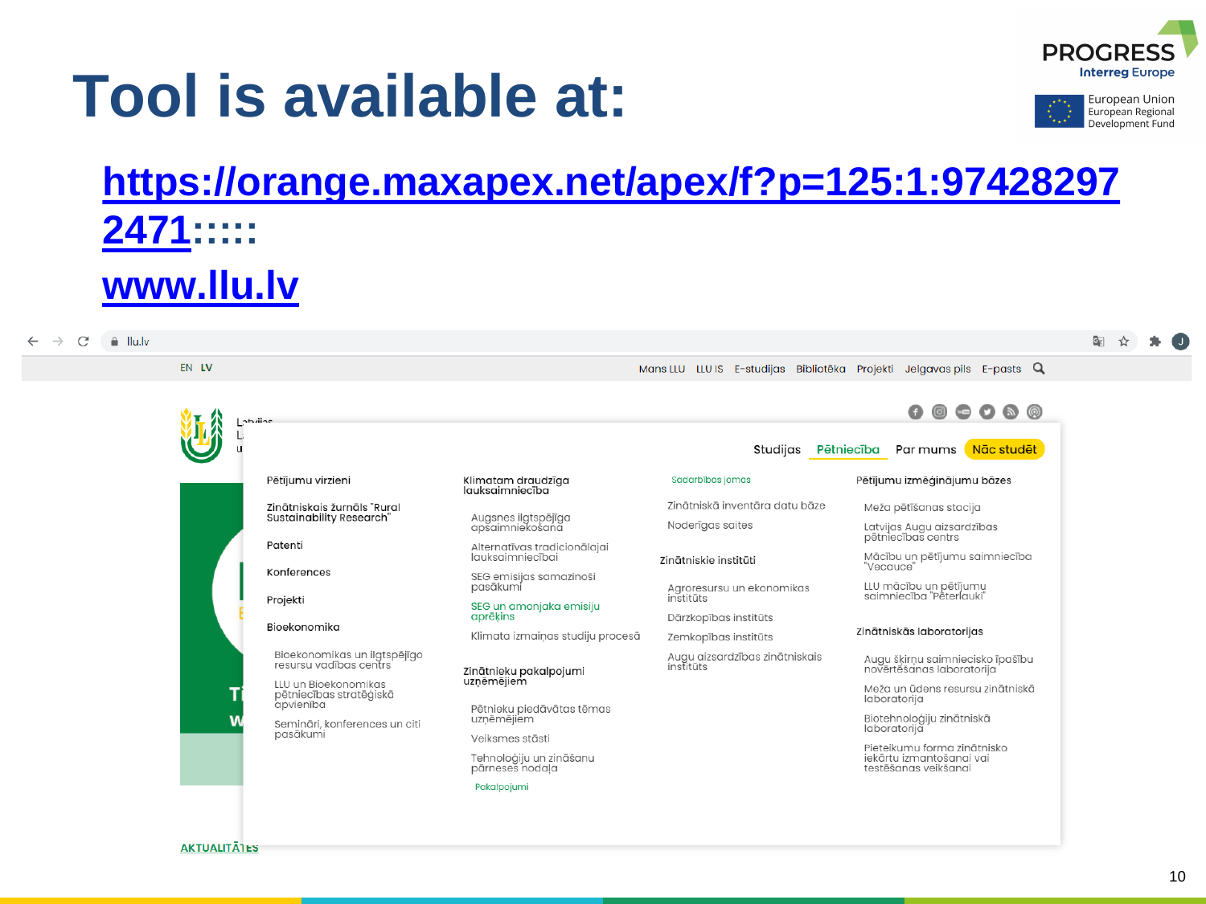# Tool is available at:

https://orange.maxapex.net/apex/f?p=125:1:974282972471:::::

www.llu.lv

EN LV

Mans LLU LLU IS E-studijas Bibliotēka Projekti Jelgavas pils E-pasts

Studijas Pētniecība Par mums Nāc studēt

- Pētījumu virzieni
- Zinātniskais žurnāls "Rural Sustainability Research"
- Patenti
- Konferences
- Projekti
- Bioekonomika
  - Bioekonomikas un ilgtspējīgo resursu vadības centrs
  - LLU un Bioekonomikas pētniecības stratēģiskā apvienība
  - Semināri, konferences un citi pasākumi

- Klimatam draudzīga lauksaimniecība
  - Augsnes ilgtspējīga apsaimniekošana
  - Alternatīvas tradicionālajai lauksaimniecībai
  - SEG emisijas samazinoši pasākumi
  - SEG un amonjaka emisiju aprēķins
  - Klimata izmaiņas studiju procesā
- Zinātnieku pakalpojumi uzņēmējiem
  - Pētnieku piedāvātās tēmas uzņēmējiem
  - Veiksmes stāsti
  - Tehnoloģiju un zināšanu pārneses nodaļa
  - Pakalpojumi

- Sadarbības jomas
  - Zinātniskā inventāra datu bāze
  - Noderīgas saites
- Zinātniskie institūti
  - Agroresursu un ekonomikas institūts
  - Dārzkopības institūts
  - Zemkopības institūts
  - Augu aizsardzības zinātniskais institūts

- Pētījumu izmēģinājumu bāzes
  - Meža pētīšanas stacija
  - Latvijas Augu aizsardzības pētniecības centrs
  - Mācību un pētījumu saimniecība "Vecauce"
  - LLU mācību un pētījumu saimniecība "Pēterlauki"
- Zinātniskās laboratorijas
  - Augu šķirņu saimniecisko īpašību novērtēšanas laboratorija
  - Meža un ūdens resursu zinātniskā laboratorija
  - Biotehnoloģiju zinātniskā laboratorija
  - Pieteikumu forma zinātnisko iekārtu izmantošanai vai testēšanas veikšanai

AKTUALITĀTES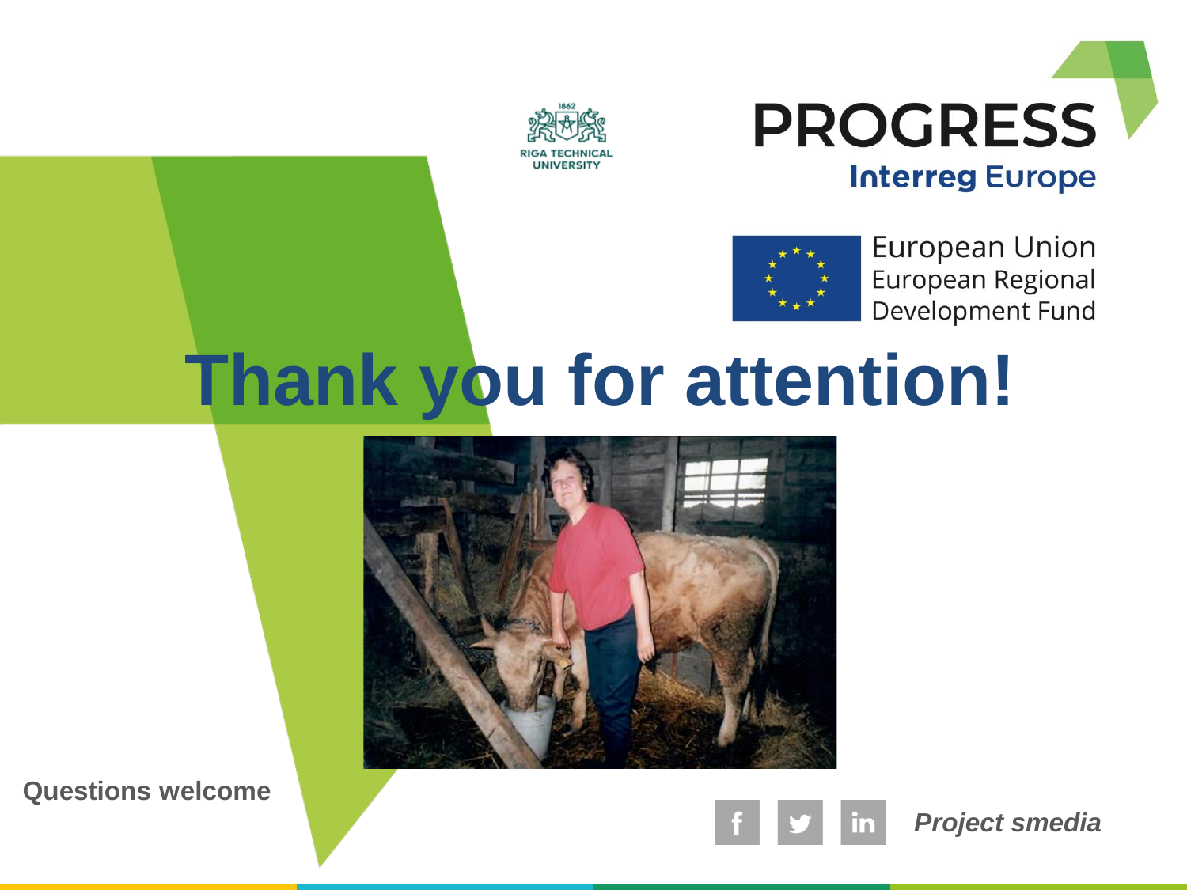RIGA TECHNICAL UNIVERSITY

PROGRESS

Interreg Europe

European Union
European Regional
Development Fund

# Thank you for attention!

**Questions welcome**

***Project smedia***